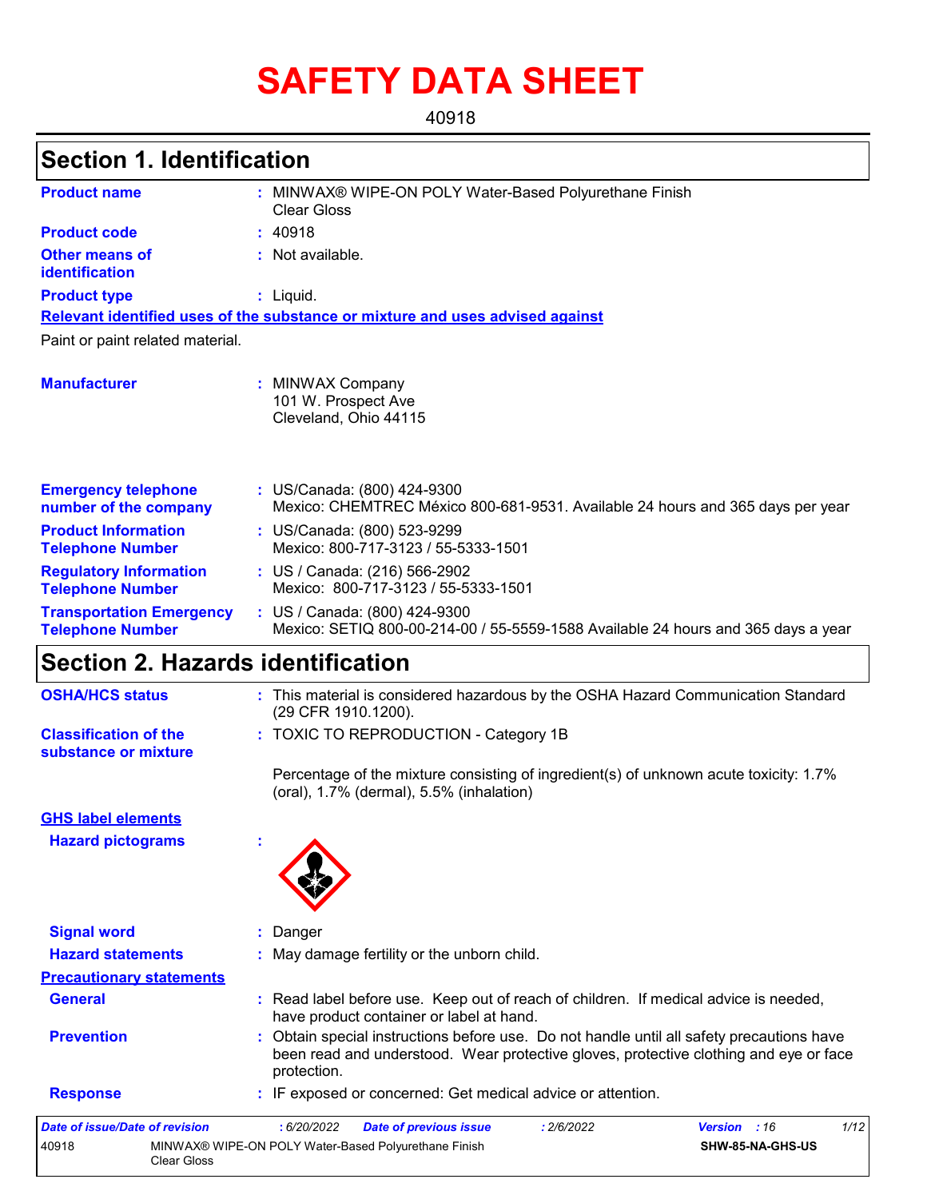# SAFETY DATA SHEET

40918

## Section 1. Identification

**Product name** : MINWAX® WIPE-ON POLY Water-Based Polyurethane Finish Clear Gloss

**Product code** : 40918

**Other means of identification** : Not available.

**Product type** : Liquid.

**Relevant identified uses of the substance or mixture and uses advised against**

Paint or paint related material.

**Manufacturer** : MINWAX Company
101 W. Prospect Ave
Cleveland, Ohio 44115

**Emergency telephone number of the company** : US/Canada: (800) 424-9300
Mexico: CHEMTREC México 800-681-9531. Available 24 hours and 365 days per year

**Product Information Telephone Number** : US/Canada: (800) 523-9299
Mexico: 800-717-3123 / 55-5333-1501

**Regulatory Information Telephone Number** : US / Canada: (216) 566-2902
Mexico: 800-717-3123 / 55-5333-1501

**Transportation Emergency Telephone Number** : US / Canada: (800) 424-9300
Mexico: SETIQ 800-00-214-00 / 55-5559-1588 Available 24 hours and 365 days a year

## Section 2. Hazards identification

**OSHA/HCS status** : This material is considered hazardous by the OSHA Hazard Communication Standard (29 CFR 1910.1200).

**Classification of the substance or mixture** : TOXIC TO REPRODUCTION - Category 1B

Percentage of the mixture consisting of ingredient(s) of unknown acute toxicity: 1.7% (oral), 1.7% (dermal), 5.5% (inhalation)

**GHS label elements**

**Hazard pictograms** :

**Signal word** : Danger

**Hazard statements** : May damage fertility or the unborn child.

**Precautionary statements**

**General** : Read label before use. Keep out of reach of children. If medical advice is needed, have product container or label at hand.

**Prevention** : Obtain special instructions before use. Do not handle until all safety precautions have been read and understood. Wear protective gloves, protective clothing and eye or face protection.

**Response** : IF exposed or concerned: Get medical advice or attention.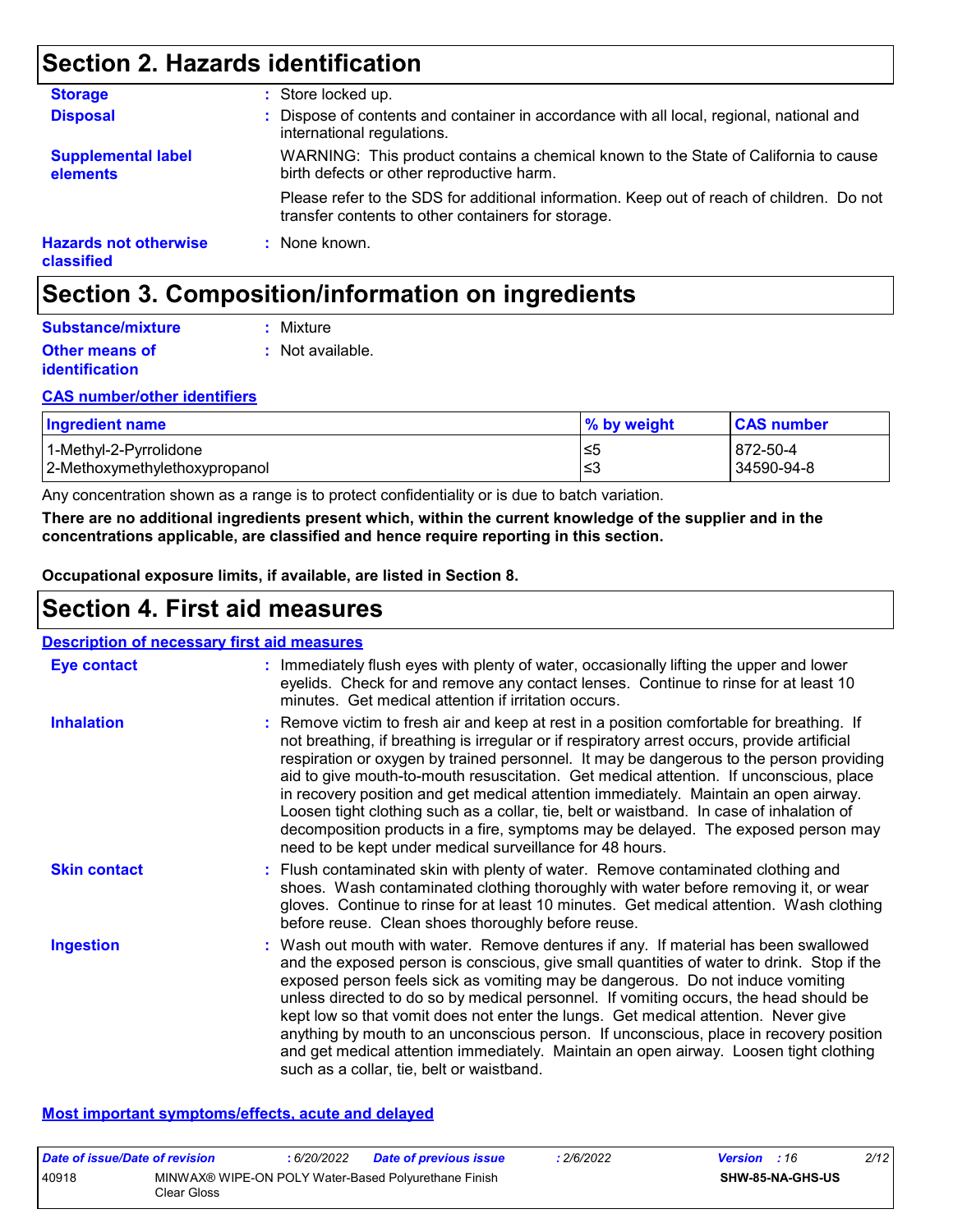## Section 2. Hazards identification

**Storage** : Store locked up.

**Disposal** : Dispose of contents and container in accordance with all local, regional, national and international regulations.

**Supplemental label elements** WARNING: This product contains a chemical known to the State of California to cause birth defects or other reproductive harm.

Please refer to the SDS for additional information. Keep out of reach of children. Do not transfer contents to other containers for storage.

**Hazards not otherwise classified** : None known.

## Section 3. Composition/information on ingredients

**Substance/mixture** : Mixture

**Other means of identification** : Not available.

**CAS number/other identifiers**

| Ingredient name | % by weight | CAS number |
|---|---|---|
| 1-Methyl-2-Pyrrolidone | ≤5 | 872-50-4 |
| 2-Methoxymethylethoxypropanol | ≤3 | 34590-94-8 |

Any concentration shown as a range is to protect confidentiality or is due to batch variation.

**There are no additional ingredients present which, within the current knowledge of the supplier and in the concentrations applicable, are classified and hence require reporting in this section.**

**Occupational exposure limits, if available, are listed in Section 8.**

## Section 4. First aid measures

**Description of necessary first aid measures**

**Eye contact** : Immediately flush eyes with plenty of water, occasionally lifting the upper and lower eyelids. Check for and remove any contact lenses. Continue to rinse for at least 10 minutes. Get medical attention if irritation occurs.

**Inhalation** : Remove victim to fresh air and keep at rest in a position comfortable for breathing. If not breathing, if breathing is irregular or if respiratory arrest occurs, provide artificial respiration or oxygen by trained personnel. It may be dangerous to the person providing aid to give mouth-to-mouth resuscitation. Get medical attention. If unconscious, place in recovery position and get medical attention immediately. Maintain an open airway. Loosen tight clothing such as a collar, tie, belt or waistband. In case of inhalation of decomposition products in a fire, symptoms may be delayed. The exposed person may need to be kept under medical surveillance for 48 hours.

**Skin contact** : Flush contaminated skin with plenty of water. Remove contaminated clothing and shoes. Wash contaminated clothing thoroughly with water before removing it, or wear gloves. Continue to rinse for at least 10 minutes. Get medical attention. Wash clothing before reuse. Clean shoes thoroughly before reuse.

**Ingestion** : Wash out mouth with water. Remove dentures if any. If material has been swallowed and the exposed person is conscious, give small quantities of water to drink. Stop if the exposed person feels sick as vomiting may be dangerous. Do not induce vomiting unless directed to do so by medical personnel. If vomiting occurs, the head should be kept low so that vomit does not enter the lungs. Get medical attention. Never give anything by mouth to an unconscious person. If unconscious, place in recovery position and get medical attention immediately. Maintain an open airway. Loosen tight clothing such as a collar, tie, belt or waistband.

**Most important symptoms/effects, acute and delayed**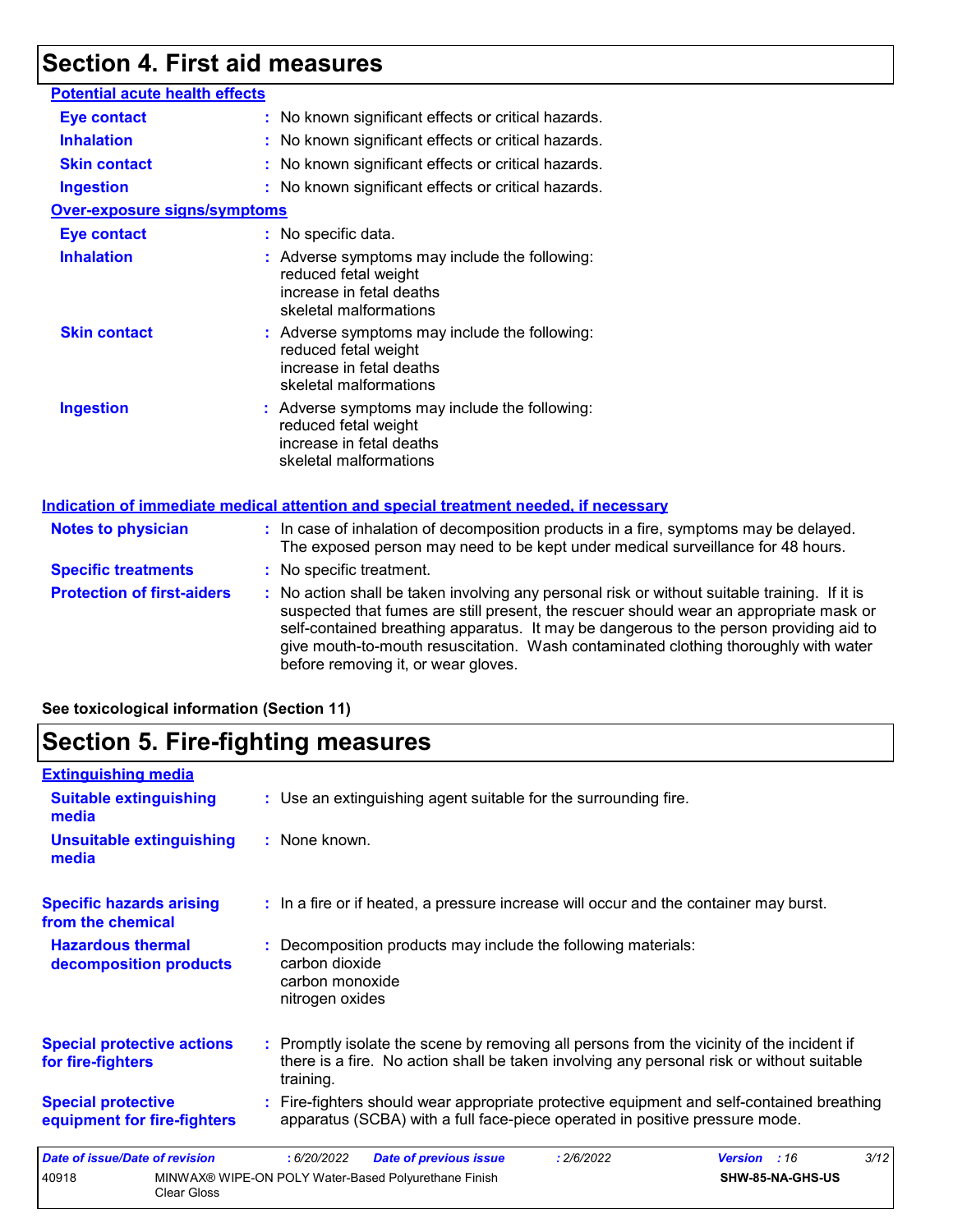# Section 4. First aid measures

**Potential acute health effects**

| | | |
|---|---|---|
| **Eye contact** | : | No known significant effects or critical hazards. |
| **Inhalation** | : | No known significant effects or critical hazards. |
| **Skin contact** | : | No known significant effects or critical hazards. |
| **Ingestion** | : | No known significant effects or critical hazards. |

**Over-exposure signs/symptoms**

| | | |
|---|---|---|
| **Eye contact** | : | No specific data. |
| **Inhalation** | : | Adverse symptoms may include the following:<br>reduced fetal weight<br>increase in fetal deaths<br>skeletal malformations |
| **Skin contact** | : | Adverse symptoms may include the following:<br>reduced fetal weight<br>increase in fetal deaths<br>skeletal malformations |
| **Ingestion** | : | Adverse symptoms may include the following:<br>reduced fetal weight<br>increase in fetal deaths<br>skeletal malformations |

**Indication of immediate medical attention and special treatment needed, if necessary**

| | | |
|---|---|---|
| **Notes to physician** | : | In case of inhalation of decomposition products in a fire, symptoms may be delayed. The exposed person may need to be kept under medical surveillance for 48 hours. |
| **Specific treatments** | : | No specific treatment. |
| **Protection of first-aiders** | : | No action shall be taken involving any personal risk or without suitable training. If it is suspected that fumes are still present, the rescuer should wear an appropriate mask or self-contained breathing apparatus. It may be dangerous to the person providing aid to give mouth-to-mouth resuscitation. Wash contaminated clothing thoroughly with water before removing it, or wear gloves. |

**See toxicological information (Section 11)**

# Section 5. Fire-fighting measures

**Extinguishing media**

| | | |
|---|---|---|
| **Suitable extinguishing media** | : | Use an extinguishing agent suitable for the surrounding fire. |
| **Unsuitable extinguishing media** | : | None known. |
| **Specific hazards arising from the chemical** | : | In a fire or if heated, a pressure increase will occur and the container may burst. |
| **Hazardous thermal decomposition products** | : | Decomposition products may include the following materials:<br>carbon dioxide<br>carbon monoxide<br>nitrogen oxides |
| **Special protective actions for fire-fighters** | : | Promptly isolate the scene by removing all persons from the vicinity of the incident if there is a fire. No action shall be taken involving any personal risk or without suitable training. |
| **Special protective equipment for fire-fighters** | : | Fire-fighters should wear appropriate protective equipment and self-contained breathing apparatus (SCBA) with a full face-piece operated in positive pressure mode. |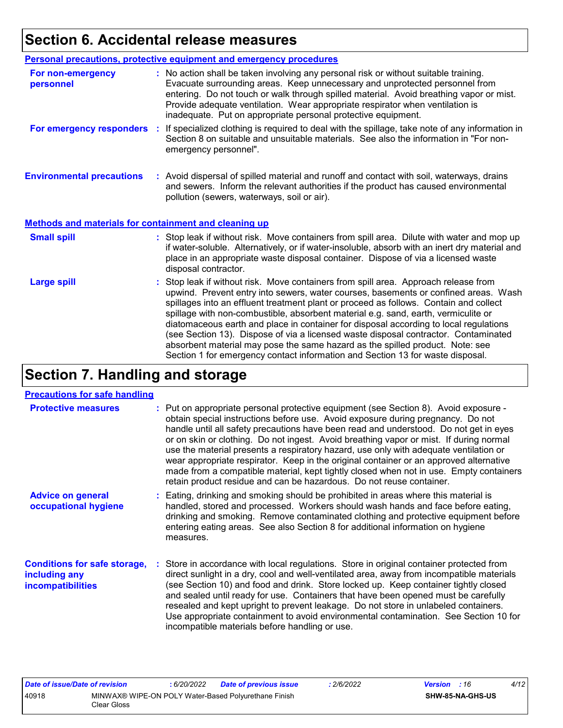# Section 6. Accidental release measures

## Personal precautions, protective equipment and emergency procedures

**For non-emergency personnel** : No action shall be taken involving any personal risk or without suitable training. Evacuate surrounding areas. Keep unnecessary and unprotected personnel from entering. Do not touch or walk through spilled material. Avoid breathing vapor or mist. Provide adequate ventilation. Wear appropriate respirator when ventilation is inadequate. Put on appropriate personal protective equipment.

**For emergency responders** : If specialized clothing is required to deal with the spillage, take note of any information in Section 8 on suitable and unsuitable materials. See also the information in "For non-emergency personnel".

**Environmental precautions** : Avoid dispersal of spilled material and runoff and contact with soil, waterways, drains and sewers. Inform the relevant authorities if the product has caused environmental pollution (sewers, waterways, soil or air).

## Methods and materials for containment and cleaning up

**Small spill** : Stop leak if without risk. Move containers from spill area. Dilute with water and mop up if water-soluble. Alternatively, or if water-insoluble, absorb with an inert dry material and place in an appropriate waste disposal container. Dispose of via a licensed waste disposal contractor.

**Large spill** : Stop leak if without risk. Move containers from spill area. Approach release from upwind. Prevent entry into sewers, water courses, basements or confined areas. Wash spillages into an effluent treatment plant or proceed as follows. Contain and collect spillage with non-combustible, absorbent material e.g. sand, earth, vermiculite or diatomaceous earth and place in container for disposal according to local regulations (see Section 13). Dispose of via a licensed waste disposal contractor. Contaminated absorbent material may pose the same hazard as the spilled product. Note: see Section 1 for emergency contact information and Section 13 for waste disposal.

# Section 7. Handling and storage

## Precautions for safe handling

**Protective measures** : Put on appropriate personal protective equipment (see Section 8). Avoid exposure - obtain special instructions before use. Avoid exposure during pregnancy. Do not handle until all safety precautions have been read and understood. Do not get in eyes or on skin or clothing. Do not ingest. Avoid breathing vapor or mist. If during normal use the material presents a respiratory hazard, use only with adequate ventilation or wear appropriate respirator. Keep in the original container or an approved alternative made from a compatible material, kept tightly closed when not in use. Empty containers retain product residue and can be hazardous. Do not reuse container.

**Advice on general occupational hygiene** : Eating, drinking and smoking should be prohibited in areas where this material is handled, stored and processed. Workers should wash hands and face before eating, drinking and smoking. Remove contaminated clothing and protective equipment before entering eating areas. See also Section 8 for additional information on hygiene measures.

**Conditions for safe storage, including any incompatibilities** : Store in accordance with local regulations. Store in original container protected from direct sunlight in a dry, cool and well-ventilated area, away from incompatible materials (see Section 10) and food and drink. Store locked up. Keep container tightly closed and sealed until ready for use. Containers that have been opened must be carefully resealed and kept upright to prevent leakage. Do not store in unlabeled containers. Use appropriate containment to avoid environmental contamination. See Section 10 for incompatible materials before handling or use.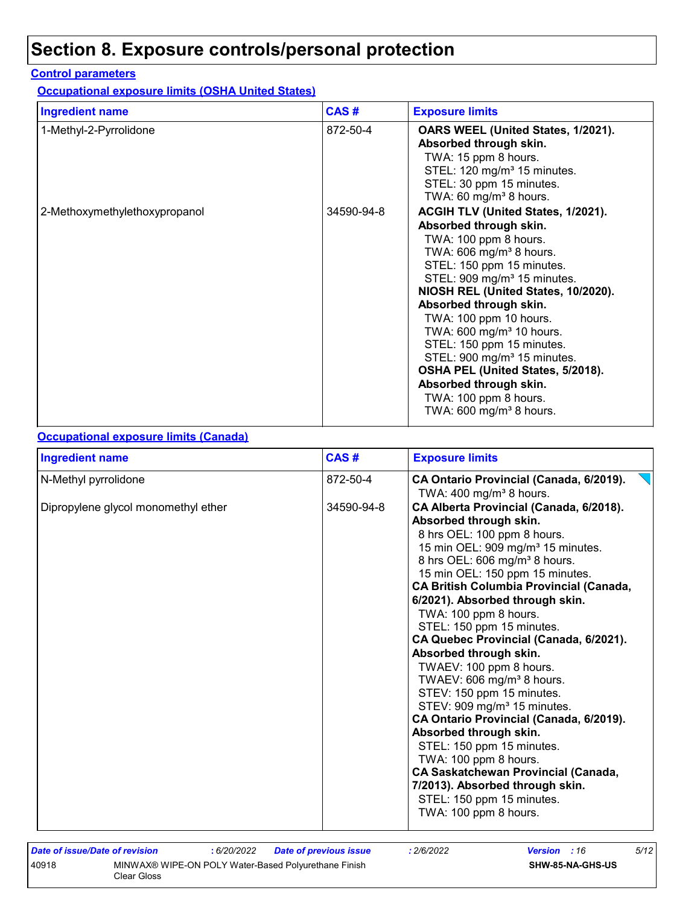# Section 8. Exposure controls/personal protection

**Control parameters**

**Occupational exposure limits (OSHA United States)**

| Ingredient name | CAS # | Exposure limits |
| --- | --- | --- |
| 1-Methyl-2-Pyrrolidone | 872-50-4 | **OARS WEEL (United States, 1/2021). Absorbed through skin.**<br>TWA: 15 ppm 8 hours.<br>STEL: 120 mg/m³ 15 minutes.<br>STEL: 30 ppm 15 minutes.<br>TWA: 60 mg/m³ 8 hours. |
| 2-Methoxymethylethoxypropanol | 34590-94-8 | **ACGIH TLV (United States, 1/2021). Absorbed through skin.**<br>TWA: 100 ppm 8 hours.<br>TWA: 606 mg/m³ 8 hours.<br>STEL: 150 ppm 15 minutes.<br>STEL: 909 mg/m³ 15 minutes.<br>**NIOSH REL (United States, 10/2020). Absorbed through skin.**<br>TWA: 100 ppm 10 hours.<br>TWA: 600 mg/m³ 10 hours.<br>STEL: 150 ppm 15 minutes.<br>STEL: 900 mg/m³ 15 minutes.<br>**OSHA PEL (United States, 5/2018). Absorbed through skin.**<br>TWA: 100 ppm 8 hours.<br>TWA: 600 mg/m³ 8 hours. |

**Occupational exposure limits (Canada)**

| Ingredient name | CAS # | Exposure limits |
| --- | --- | --- |
| N-Methyl pyrrolidone | 872-50-4 | **CA Ontario Provincial (Canada, 6/2019).**<br>TWA: 400 mg/m³ 8 hours. |
| Dipropylene glycol monomethyl ether | 34590-94-8 | **CA Alberta Provincial (Canada, 6/2018). Absorbed through skin.**<br>8 hrs OEL: 100 ppm 8 hours.<br>15 min OEL: 909 mg/m³ 15 minutes.<br>8 hrs OEL: 606 mg/m³ 8 hours.<br>15 min OEL: 150 ppm 15 minutes.<br>**CA British Columbia Provincial (Canada, 6/2021). Absorbed through skin.**<br>TWA: 100 ppm 8 hours.<br>STEL: 150 ppm 15 minutes.<br>**CA Quebec Provincial (Canada, 6/2021). Absorbed through skin.**<br>TWAEV: 100 ppm 8 hours.<br>TWAEV: 606 mg/m³ 8 hours.<br>STEV: 150 ppm 15 minutes.<br>STEV: 909 mg/m³ 15 minutes.<br>**CA Ontario Provincial (Canada, 6/2019). Absorbed through skin.**<br>STEL: 150 ppm 15 minutes.<br>TWA: 100 ppm 8 hours.<br>**CA Saskatchewan Provincial (Canada, 7/2013). Absorbed through skin.**<br>STEL: 150 ppm 15 minutes.<br>TWA: 100 ppm 8 hours. |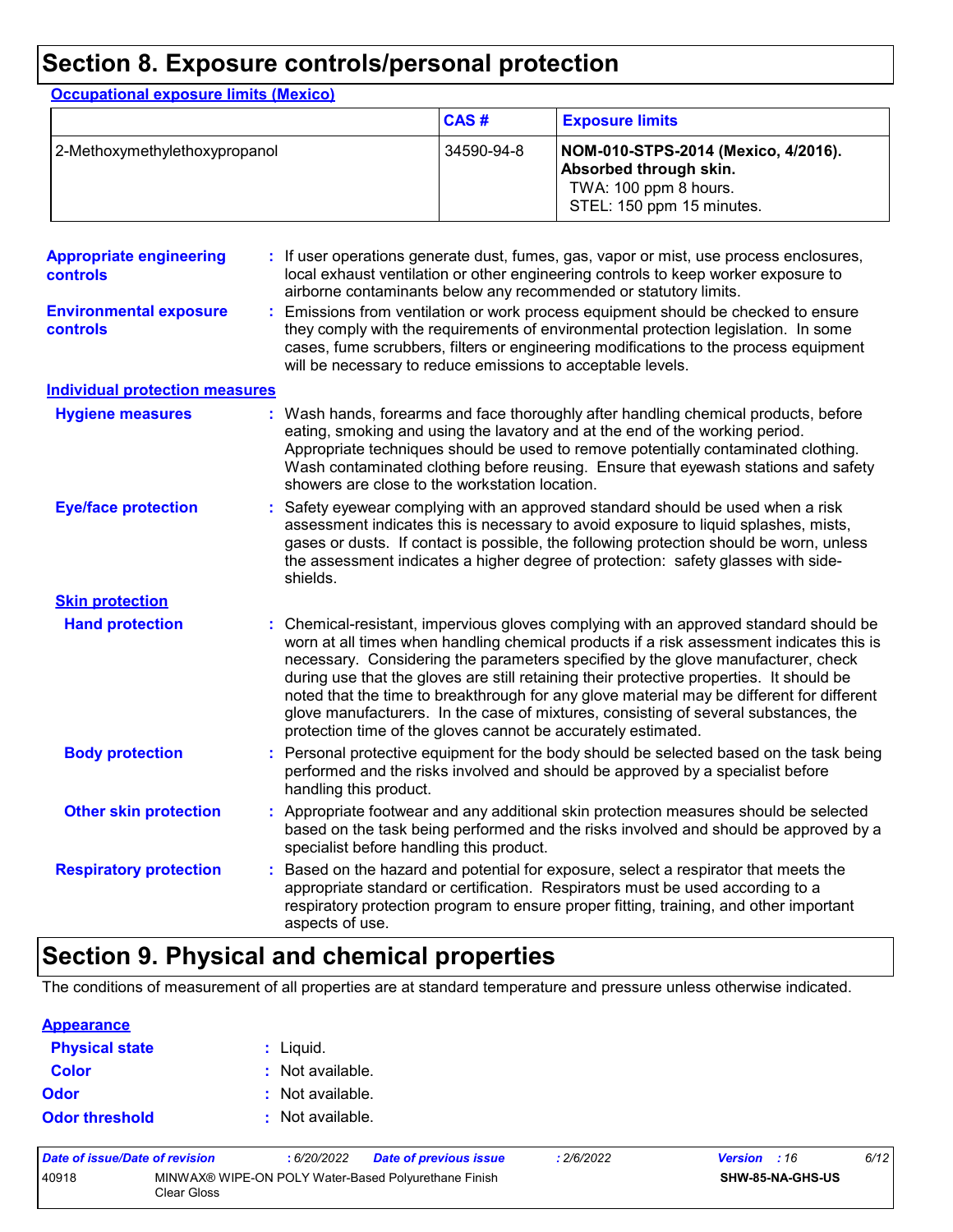# Section 8. Exposure controls/personal protection

**Occupational exposure limits (Mexico)**

| | CAS # | Exposure limits |
|---|---|---|
| 2-Methoxymethylethoxypropanol | 34590-94-8 | **NOM-010-STPS-2014 (Mexico, 4/2016). Absorbed through skin.** TWA: 100 ppm 8 hours. STEL: 150 ppm 15 minutes. |

**Appropriate engineering controls** : If user operations generate dust, fumes, gas, vapor or mist, use process enclosures, local exhaust ventilation or other engineering controls to keep worker exposure to airborne contaminants below any recommended or statutory limits.

**Environmental exposure controls** : Emissions from ventilation or work process equipment should be checked to ensure they comply with the requirements of environmental protection legislation. In some cases, fume scrubbers, filters or engineering modifications to the process equipment will be necessary to reduce emissions to acceptable levels.

**Individual protection measures**

**Hygiene measures** : Wash hands, forearms and face thoroughly after handling chemical products, before eating, smoking and using the lavatory and at the end of the working period. Appropriate techniques should be used to remove potentially contaminated clothing. Wash contaminated clothing before reusing. Ensure that eyewash stations and safety showers are close to the workstation location.

**Eye/face protection** : Safety eyewear complying with an approved standard should be used when a risk assessment indicates this is necessary to avoid exposure to liquid splashes, mists, gases or dusts. If contact is possible, the following protection should be worn, unless the assessment indicates a higher degree of protection: safety glasses with side-shields.

**Skin protection**

**Hand protection** : Chemical-resistant, impervious gloves complying with an approved standard should be worn at all times when handling chemical products if a risk assessment indicates this is necessary. Considering the parameters specified by the glove manufacturer, check during use that the gloves are still retaining their protective properties. It should be noted that the time to breakthrough for any glove material may be different for different glove manufacturers. In the case of mixtures, consisting of several substances, the protection time of the gloves cannot be accurately estimated.

**Body protection** : Personal protective equipment for the body should be selected based on the task being performed and the risks involved and should be approved by a specialist before handling this product.

**Other skin protection** : Appropriate footwear and any additional skin protection measures should be selected based on the task being performed and the risks involved and should be approved by a specialist before handling this product.

**Respiratory protection** : Based on the hazard and potential for exposure, select a respirator that meets the appropriate standard or certification. Respirators must be used according to a respiratory protection program to ensure proper fitting, training, and other important aspects of use.

# Section 9. Physical and chemical properties

The conditions of measurement of all properties are at standard temperature and pressure unless otherwise indicated.

**Appearance**

**Physical state** : Liquid.

**Color** : Not available.

**Odor** : Not available.

**Odor threshold** : Not available.

*Date of issue/Date of revision* : 6/20/2022 *Date of previous issue* : 2/6/2022 *Version* : 16

40918 MINWAX® WIPE-ON POLY Water-Based Polyurethane Finish Clear Gloss SHW-85-NA-GHS-US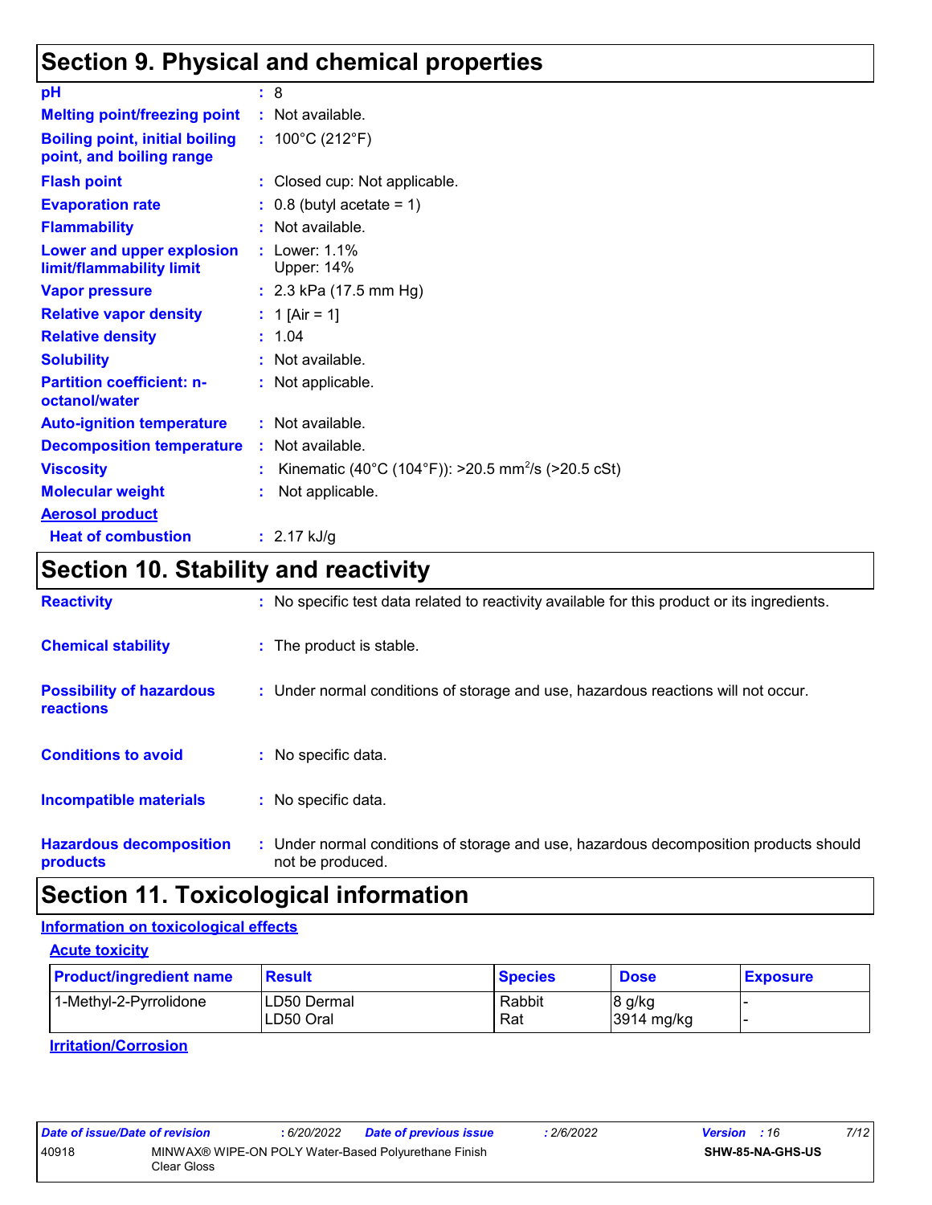## Section 9. Physical and chemical properties

| | | |
|---|---|---|
| **pH** | : | 8 |
| **Melting point/freezing point** | : | Not available. |
| **Boiling point, initial boiling point, and boiling range** | : | 100°C (212°F) |
| **Flash point** | : | Closed cup: Not applicable. |
| **Evaporation rate** | : | 0.8 (butyl acetate = 1) |
| **Flammability** | : | Not available. |
| **Lower and upper explosion limit/flammability limit** | : | Lower: 1.1%<br>Upper: 14% |
| **Vapor pressure** | : | 2.3 kPa (17.5 mm Hg) |
| **Relative vapor density** | : | 1 [Air = 1] |
| **Relative density** | : | 1.04 |
| **Solubility** | : | Not available. |
| **Partition coefficient: n-octanol/water** | : | Not applicable. |
| **Auto-ignition temperature** | : | Not available. |
| **Decomposition temperature** | : | Not available. |
| **Viscosity** | : | Kinematic (40°C (104°F)): >20.5 $mm^2/s$ (>20.5 cSt) |
| **Molecular weight** | : | Not applicable. |

**Aerosol product**

| | | |
|---|---|---|
| **Heat of combustion** | : | 2.17 kJ/g |

## Section 10. Stability and reactivity

| | | |
|---|---|---|
| **Reactivity** | : | No specific test data related to reactivity available for this product or its ingredients. |
| **Chemical stability** | : | The product is stable. |
| **Possibility of hazardous reactions** | : | Under normal conditions of storage and use, hazardous reactions will not occur. |
| **Conditions to avoid** | : | No specific data. |
| **Incompatible materials** | : | No specific data. |
| **Hazardous decomposition products** | : | Under normal conditions of storage and use, hazardous decomposition products should not be produced. |

## Section 11. Toxicological information

### Information on toxicological effects

**Acute toxicity**

| Product/ingredient name | Result | Species | Dose | Exposure |
|---|---|---|---|---|
| 1-Methyl-2-Pyrrolidone | LD50 Dermal<br>LD50 Oral | Rabbit<br>Rat | 8 g/kg<br>3914 mg/kg | -<br>- |

**Irritation/Corrosion**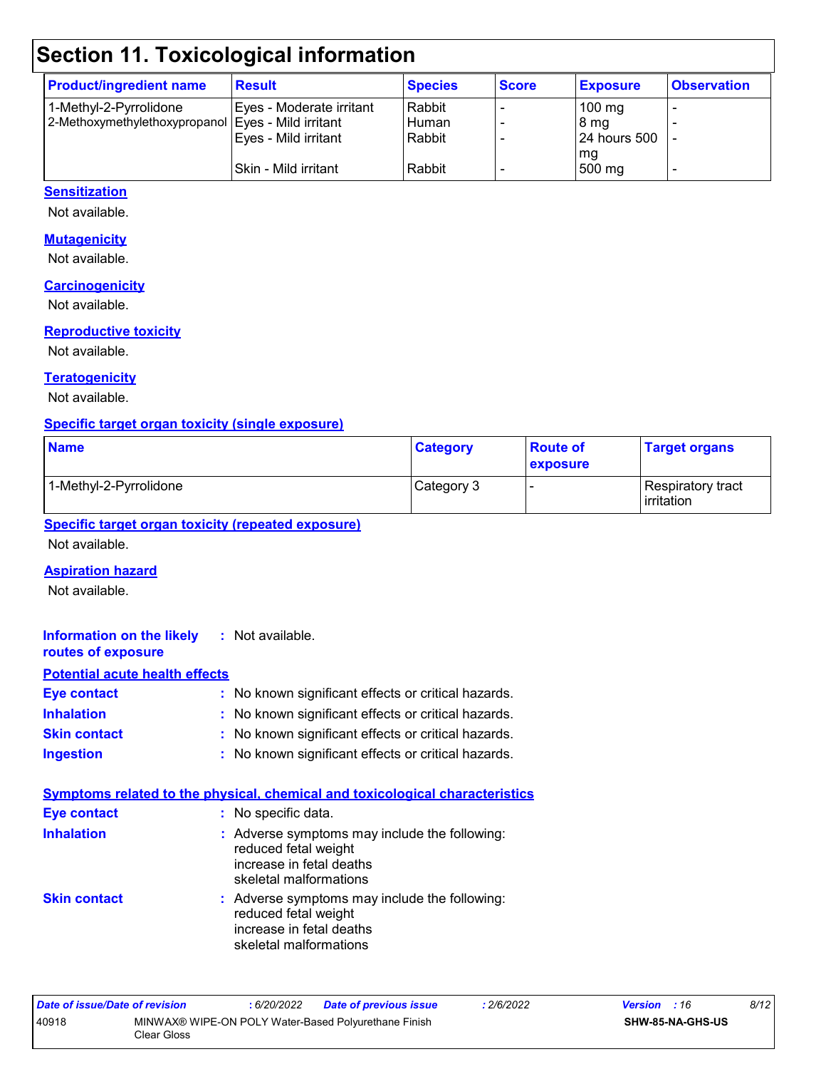# Section 11. Toxicological information

| Product/ingredient name | Result | Species | Score | Exposure | Observation |
|---|---|---|---|---|---|
| 1-Methyl-2-Pyrrolidone | Eyes - Moderate irritant | Rabbit | - | 100 mg | - |
| 2-Methoxymethylethoxypropanol | Eyes - Mild irritant | Human | - | 8 mg | - |
| | Eyes - Mild irritant | Rabbit | - | 24 hours 500 mg | - |
| | Skin - Mild irritant | Rabbit | - | 500 mg | - |

**Sensitization**

Not available.

**Mutagenicity**

Not available.

**Carcinogenicity**

Not available.

**Reproductive toxicity**

Not available.

**Teratogenicity**

Not available.

**Specific target organ toxicity (single exposure)**

| Name | Category | Route of exposure | Target organs |
|---|---|---|---|
| 1-Methyl-2-Pyrrolidone | Category 3 | - | Respiratory tract irritation |

**Specific target organ toxicity (repeated exposure)**

Not available.

**Aspiration hazard**

Not available.

**Information on the likely routes of exposure** : Not available.

**Potential acute health effects**

**Eye contact** : No known significant effects or critical hazards.

**Inhalation** : No known significant effects or critical hazards.

**Skin contact** : No known significant effects or critical hazards.

**Ingestion** : No known significant effects or critical hazards.

**Symptoms related to the physical, chemical and toxicological characteristics**

**Eye contact** : No specific data.

**Inhalation** : Adverse symptoms may include the following:
reduced fetal weight
increase in fetal deaths
skeletal malformations

**Skin contact** : Adverse symptoms may include the following:
reduced fetal weight
increase in fetal deaths
skeletal malformations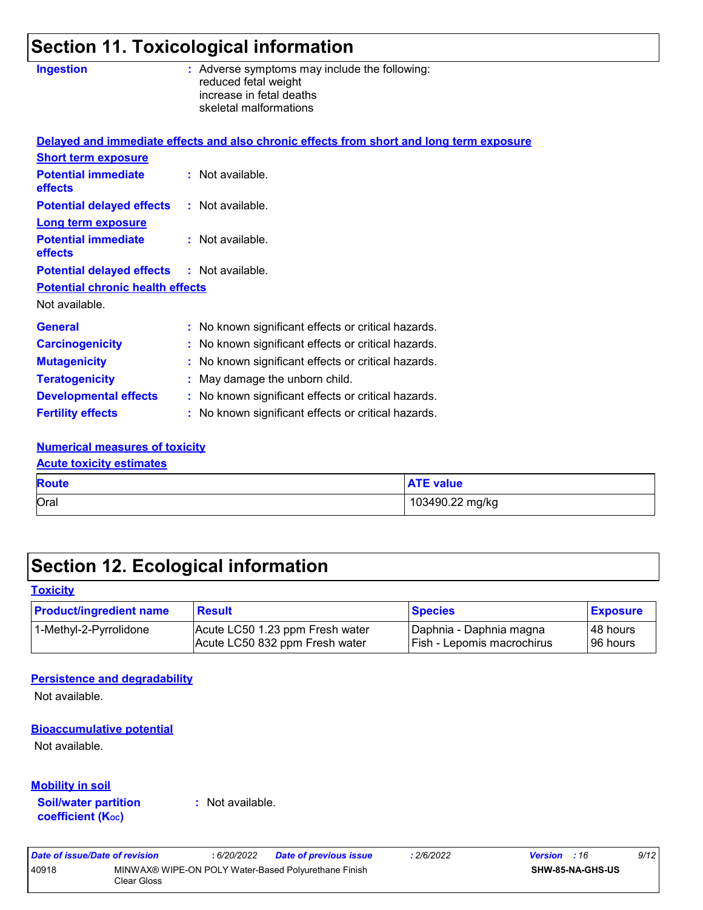# Section 11. Toxicological information

**Ingestion** : Adverse symptoms may include the following:
reduced fetal weight
increase in fetal deaths
skeletal malformations

**Delayed and immediate effects and also chronic effects from short and long term exposure**

**Short term exposure**

**Potential immediate effects** : Not available.

**Potential delayed effects** : Not available.

**Long term exposure**

**Potential immediate effects** : Not available.

**Potential delayed effects** : Not available.

**Potential chronic health effects**

Not available.

**General** : No known significant effects or critical hazards.

**Carcinogenicity** : No known significant effects or critical hazards.

**Mutagenicity** : No known significant effects or critical hazards.

**Teratogenicity** : May damage the unborn child.

**Developmental effects** : No known significant effects or critical hazards.

**Fertility effects** : No known significant effects or critical hazards.

**Numerical measures of toxicity**

**Acute toxicity estimates**

| Route | ATE value |
|---|---|
| Oral | 103490.22 mg/kg |

# Section 12. Ecological information

**Toxicity**

| Product/ingredient name | Result | Species | Exposure |
|---|---|---|---|
| 1-Methyl-2-Pyrrolidone | Acute LC50 1.23 ppm Fresh water<br>Acute LC50 832 ppm Fresh water | Daphnia - Daphnia magna<br>Fish - Lepomis macrochirus | 48 hours<br>96 hours |

**Persistence and degradability**

Not available.

**Bioaccumulative potential**

Not available.

**Mobility in soil**

**Soil/water partition coefficient ($K_{OC}$)** : Not available.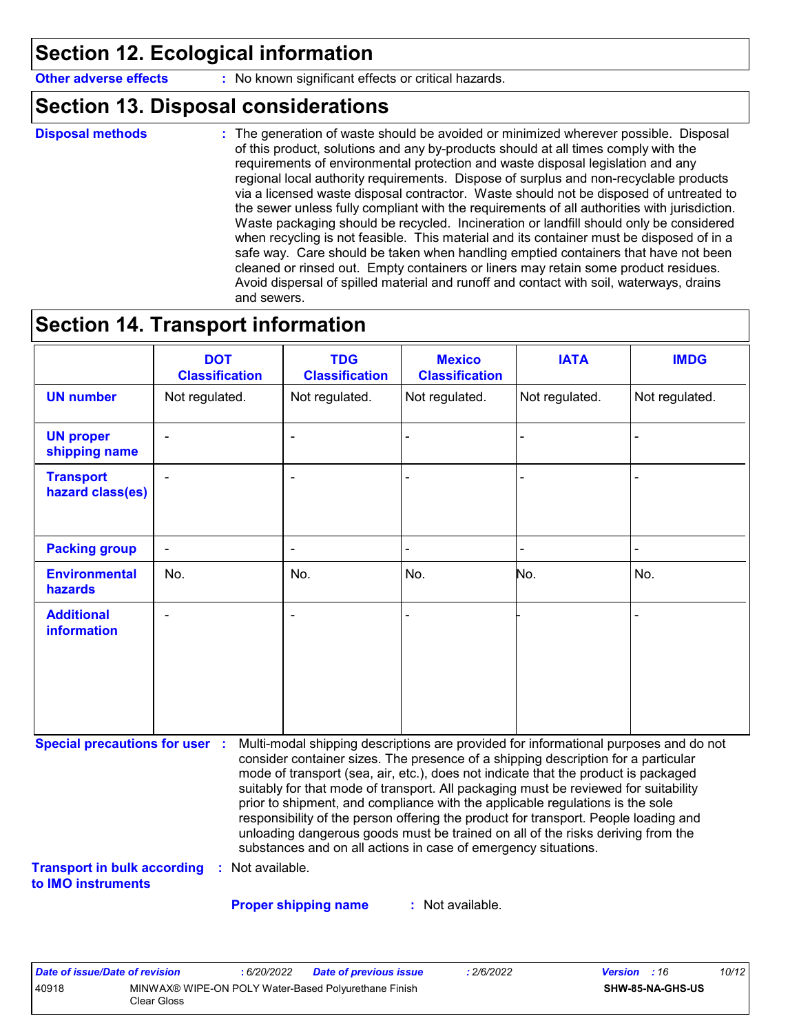## Section 12. Ecological information

**Other adverse effects** : No known significant effects or critical hazards.

## Section 13. Disposal considerations

**Disposal methods** : The generation of waste should be avoided or minimized wherever possible. Disposal of this product, solutions and any by-products should at all times comply with the requirements of environmental protection and waste disposal legislation and any regional local authority requirements. Dispose of surplus and non-recyclable products via a licensed waste disposal contractor. Waste should not be disposed of untreated to the sewer unless fully compliant with the requirements of all authorities with jurisdiction. Waste packaging should be recycled. Incineration or landfill should only be considered when recycling is not feasible. This material and its container must be disposed of in a safe way. Care should be taken when handling emptied containers that have not been cleaned or rinsed out. Empty containers or liners may retain some product residues. Avoid dispersal of spilled material and runoff and contact with soil, waterways, drains and sewers.

## Section 14. Transport information

| | DOT Classification | TDG Classification | Mexico Classification | IATA | IMDG |
|---|---|---|---|---|---|
| **UN number** | Not regulated. | Not regulated. | Not regulated. | Not regulated. | Not regulated. |
| **UN proper shipping name** | - | - | - | - | - |
| **Transport hazard class(es)** | - | - | - | - | - |
| **Packing group** | - | - | - | - | - |
| **Environmental hazards** | No. | No. | No. | No. | No. |
| **Additional information** | - | - | - | - | - |

**Special precautions for user** : Multi-modal shipping descriptions are provided for informational purposes and do not consider container sizes. The presence of a shipping description for a particular mode of transport (sea, air, etc.), does not indicate that the product is packaged suitably for that mode of transport. All packaging must be reviewed for suitability prior to shipment, and compliance with the applicable regulations is the sole responsibility of the person offering the product for transport. People loading and unloading dangerous goods must be trained on all of the risks deriving from the substances and on all actions in case of emergency situations.

**Transport in bulk according to IMO instruments** : Not available.

**Proper shipping name** : Not available.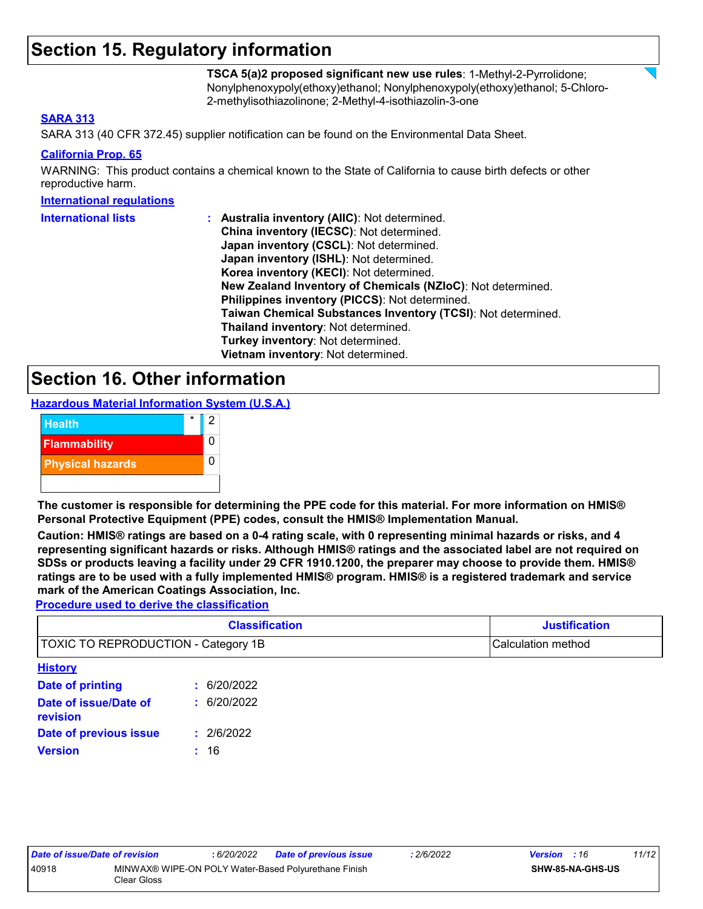## Section 15. Regulatory information

**TSCA 5(a)2 proposed significant new use rules**: 1-Methyl-2-Pyrrolidone; Nonylphenoxypoly(ethoxy)ethanol; Nonylphenoxypoly(ethoxy)ethanol; 5-Chloro-2-methylisothiazolinone; 2-Methyl-4-isothiazolin-3-one

**SARA 313**

SARA 313 (40 CFR 372.45) supplier notification can be found on the Environmental Data Sheet.

**California Prop. 65**

WARNING: This product contains a chemical known to the State of California to cause birth defects or other reproductive harm.

**International regulations**

**International lists** :
- **Australia inventory (AIIC)**: Not determined.
- **China inventory (IECSC)**: Not determined.
- **Japan inventory (CSCL)**: Not determined.
- **Japan inventory (ISHL)**: Not determined.
- **Korea inventory (KECI)**: Not determined.
- **New Zealand Inventory of Chemicals (NZIoC)**: Not determined.
- **Philippines inventory (PICCS)**: Not determined.
- **Taiwan Chemical Substances Inventory (TCSI)**: Not determined.
- **Thailand inventory**: Not determined.
- **Turkey inventory**: Not determined.
- **Vietnam inventory**: Not determined.

## Section 16. Other information

**Hazardous Material Information System (U.S.A.)**

| | | |
|---|---|---|
| Health | * | 2 |
| Flammability | | 0 |
| Physical hazards | | 0 |
| | | |

**The customer is responsible for determining the PPE code for this material. For more information on HMIS® Personal Protective Equipment (PPE) codes, consult the HMIS® Implementation Manual.**

**Caution: HMIS® ratings are based on a 0-4 rating scale, with 0 representing minimal hazards or risks, and 4 representing significant hazards or risks. Although HMIS® ratings and the associated label are not required on SDSs or products leaving a facility under 29 CFR 1910.1200, the preparer may choose to provide them. HMIS® ratings are to be used with a fully implemented HMIS® program. HMIS® is a registered trademark and service mark of the American Coatings Association, Inc.**

**Procedure used to derive the classification**

| Classification | Justification |
|---|---|
| TOXIC TO REPRODUCTION - Category 1B | Calculation method |

**History**

**Date of printing** : 6/20/2022

**Date of issue/Date of revision** : 6/20/2022

**Date of previous issue** : 2/6/2022

**Version** : 16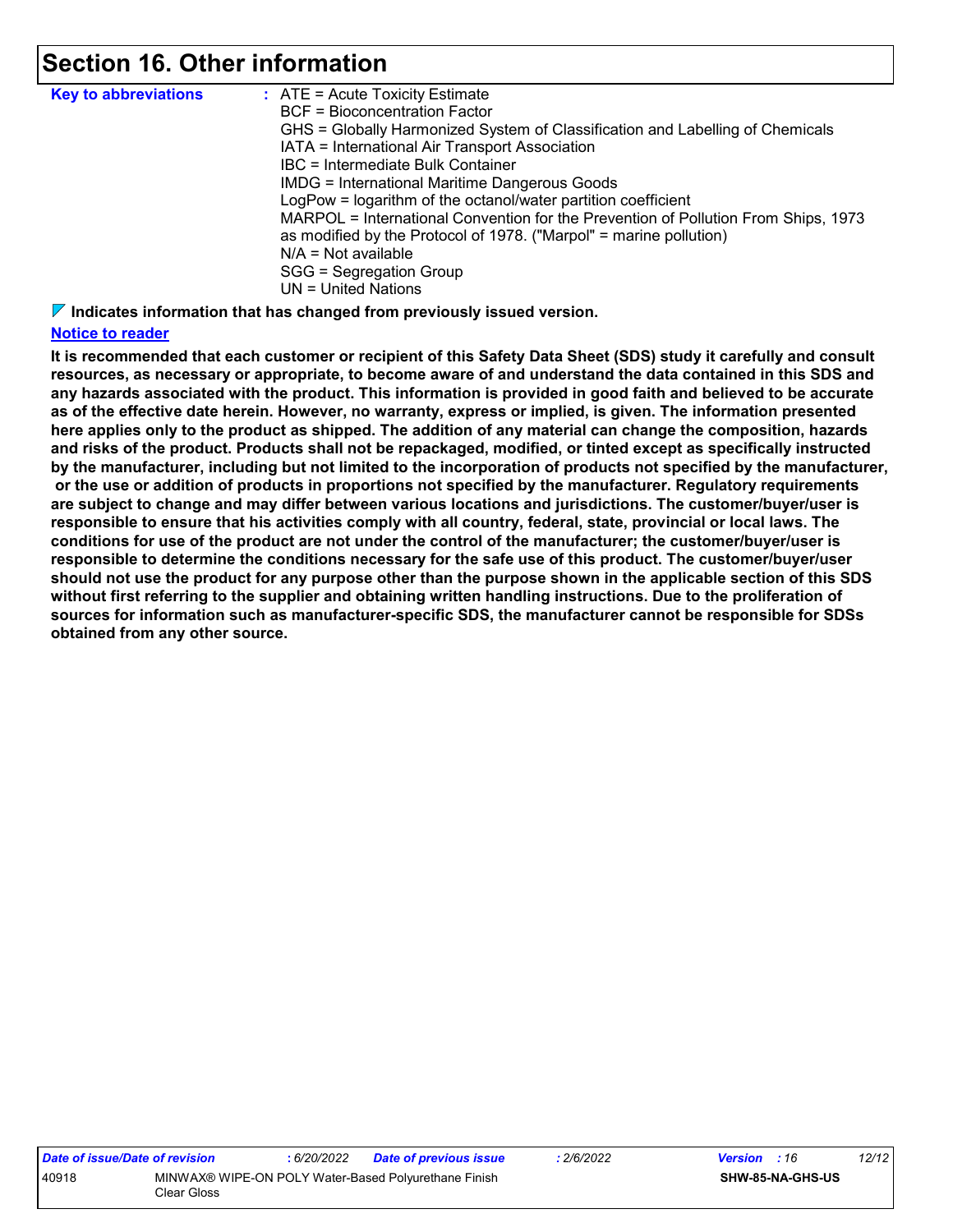# Section 16. Other information

**Key to abbreviations** : ATE = Acute Toxicity Estimate
BCF = Bioconcentration Factor
GHS = Globally Harmonized System of Classification and Labelling of Chemicals
IATA = International Air Transport Association
IBC = Intermediate Bulk Container
IMDG = International Maritime Dangerous Goods
LogPow = logarithm of the octanol/water partition coefficient
MARPOL = International Convention for the Prevention of Pollution From Ships, 1973 as modified by the Protocol of 1978. ("Marpol" = marine pollution)
N/A = Not available
SGG = Segregation Group
UN = United Nations

**Indicates information that has changed from previously issued version.**

**Notice to reader**

**It is recommended that each customer or recipient of this Safety Data Sheet (SDS) study it carefully and consult resources, as necessary or appropriate, to become aware of and understand the data contained in this SDS and any hazards associated with the product. This information is provided in good faith and believed to be accurate as of the effective date herein. However, no warranty, express or implied, is given. The information presented here applies only to the product as shipped. The addition of any material can change the composition, hazards and risks of the product. Products shall not be repackaged, modified, or tinted except as specifically instructed by the manufacturer, including but not limited to the incorporation of products not specified by the manufacturer, or the use or addition of products in proportions not specified by the manufacturer. Regulatory requirements are subject to change and may differ between various locations and jurisdictions. The customer/buyer/user is responsible to ensure that his activities comply with all country, federal, state, provincial or local laws. The conditions for use of the product are not under the control of the manufacturer; the customer/buyer/user is responsible to determine the conditions necessary for the safe use of this product. The customer/buyer/user should not use the product for any purpose other than the purpose shown in the applicable section of this SDS without first referring to the supplier and obtaining written handling instructions. Due to the proliferation of sources for information such as manufacturer-specific SDS, the manufacturer cannot be responsible for SDSs obtained from any other source.**